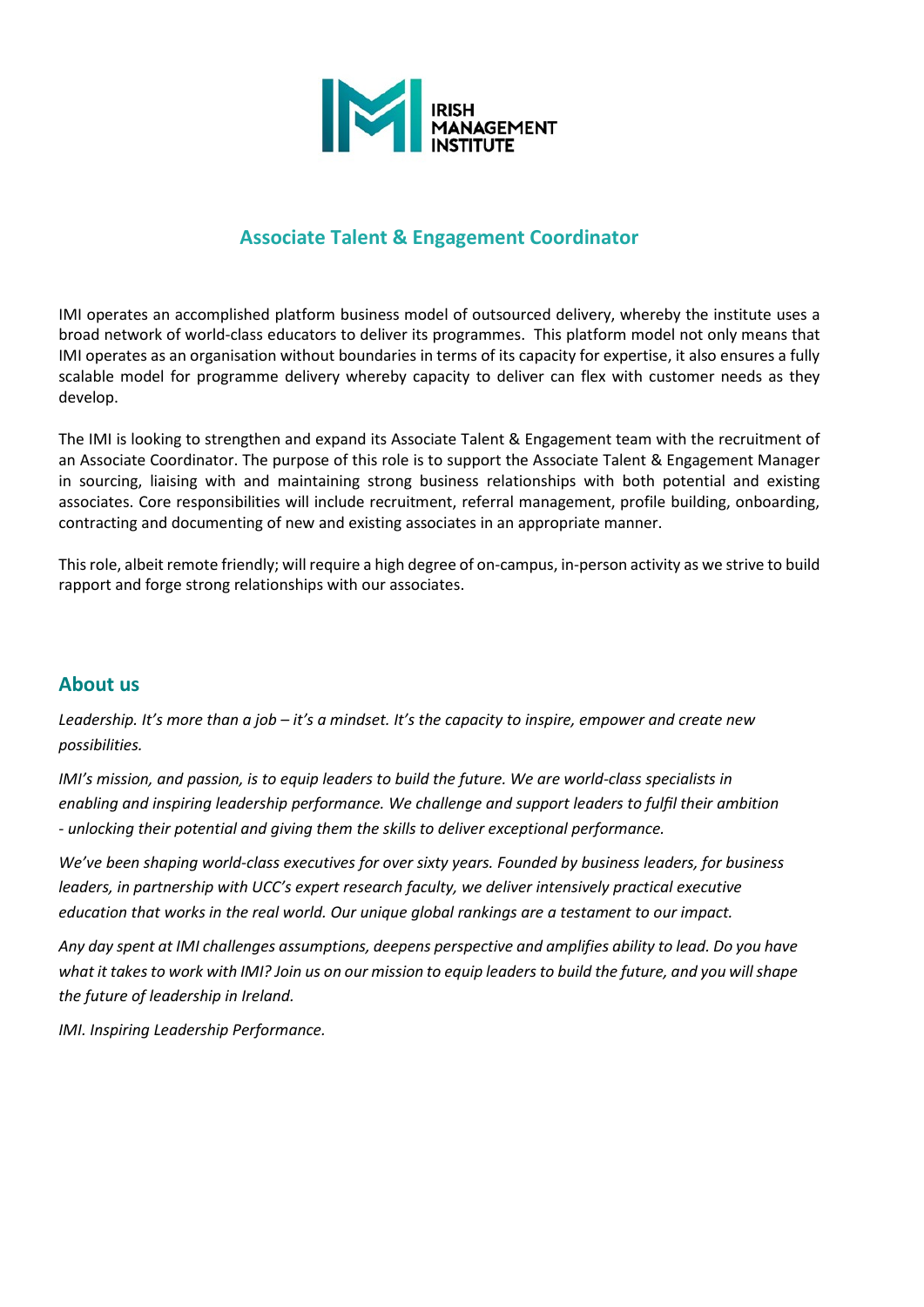IRISH MANAGEMENT INSTITUTE

# Associate Talent & Engagement Coordinator

IMI operates an accomplished platform business model of outsourced delivery, whereby the institute uses a broad network of world-class educators to deliver its programmes. This platform model not only means that IMI operates as an organisation without boundaries in terms of its capacity for expertise, it also ensures a fully scalable model for programme delivery whereby capacity to deliver can flex with customer needs as they develop.

The IMI is looking to strengthen and expand its Associate Talent & Engagement team with the recruitment of an Associate Coordinator. The purpose of this role is to support the Associate Talent & Engagement Manager in sourcing, liaising with and maintaining strong business relationships with both potential and existing associates. Core responsibilities will include recruitment, referral management, profile building, onboarding, contracting and documenting of new and existing associates in an appropriate manner.

This role, albeit remote friendly; will require a high degree of on-campus, in-person activity as we strive to build rapport and forge strong relationships with our associates.

## About us

*Leadership. It's more than a job – it's a mindset. It's the capacity to inspire, empower and create new possibilities.*

*IMI's mission, and passion, is to equip leaders to build the future. We are world-class specialists in enabling and inspiring leadership performance. We challenge and support leaders to fulfil their ambition - unlocking their potential and giving them the skills to deliver exceptional performance.*

*We've been shaping world-class executives for over sixty years. Founded by business leaders, for business leaders, in partnership with UCC's expert research faculty, we deliver intensively practical executive education that works in the real world. Our unique global rankings are a testament to our impact.*

*Any day spent at IMI challenges assumptions, deepens perspective and amplifies ability to lead. Do you have what it takes to work with IMI? Join us on our mission to equip leaders to build the future, and you will shape the future of leadership in Ireland.*

*IMI. Inspiring Leadership Performance.*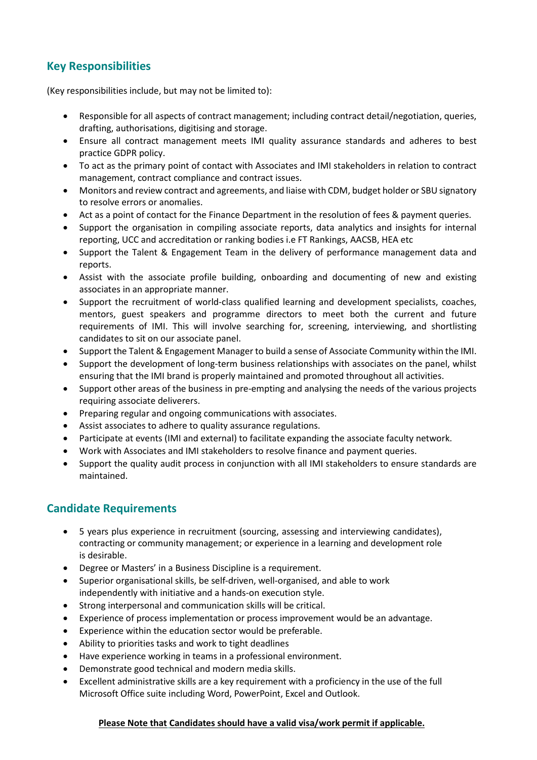## Key Responsibilities

(Key responsibilities include, but may not be limited to):

- Responsible for all aspects of contract management; including contract detail/negotiation, queries, drafting, authorisations, digitising and storage.
- Ensure all contract management meets IMI quality assurance standards and adheres to best practice GDPR policy.
- To act as the primary point of contact with Associates and IMI stakeholders in relation to contract management, contract compliance and contract issues.
- Monitors and review contract and agreements, and liaise with CDM, budget holder or SBU signatory to resolve errors or anomalies.
- Act as a point of contact for the Finance Department in the resolution of fees & payment queries.
- Support the organisation in compiling associate reports, data analytics and insights for internal reporting, UCC and accreditation or ranking bodies i.e FT Rankings, AACSB, HEA etc
- Support the Talent & Engagement Team in the delivery of performance management data and reports.
- Assist with the associate profile building, onboarding and documenting of new and existing associates in an appropriate manner.
- Support the recruitment of world-class qualified learning and development specialists, coaches, mentors, guest speakers and programme directors to meet both the current and future requirements of IMI. This will involve searching for, screening, interviewing, and shortlisting candidates to sit on our associate panel.
- Support the Talent & Engagement Manager to build a sense of Associate Community within the IMI.
- Support the development of long-term business relationships with associates on the panel, whilst ensuring that the IMI brand is properly maintained and promoted throughout all activities.
- Support other areas of the business in pre-empting and analysing the needs of the various projects requiring associate deliverers.
- Preparing regular and ongoing communications with associates.
- Assist associates to adhere to quality assurance regulations.
- Participate at events (IMI and external) to facilitate expanding the associate faculty network.
- Work with Associates and IMI stakeholders to resolve finance and payment queries.
- Support the quality audit process in conjunction with all IMI stakeholders to ensure standards are maintained.

## Candidate Requirements

- 5 years plus experience in recruitment (sourcing, assessing and interviewing candidates), contracting or community management; or experience in a learning and development role is desirable.
- Degree or Masters' in a Business Discipline is a requirement.
- Superior organisational skills, be self-driven, well-organised, and able to work independently with initiative and a hands-on execution style.
- Strong interpersonal and communication skills will be critical.
- Experience of process implementation or process improvement would be an advantage.
- Experience within the education sector would be preferable.
- Ability to priorities tasks and work to tight deadlines
- Have experience working in teams in a professional environment.
- Demonstrate good technical and modern media skills.
- Excellent administrative skills are a key requirement with a proficiency in the use of the full Microsoft Office suite including Word, PowerPoint, Excel and Outlook.

**Please Note that Candidates should have a valid visa/work permit if applicable.**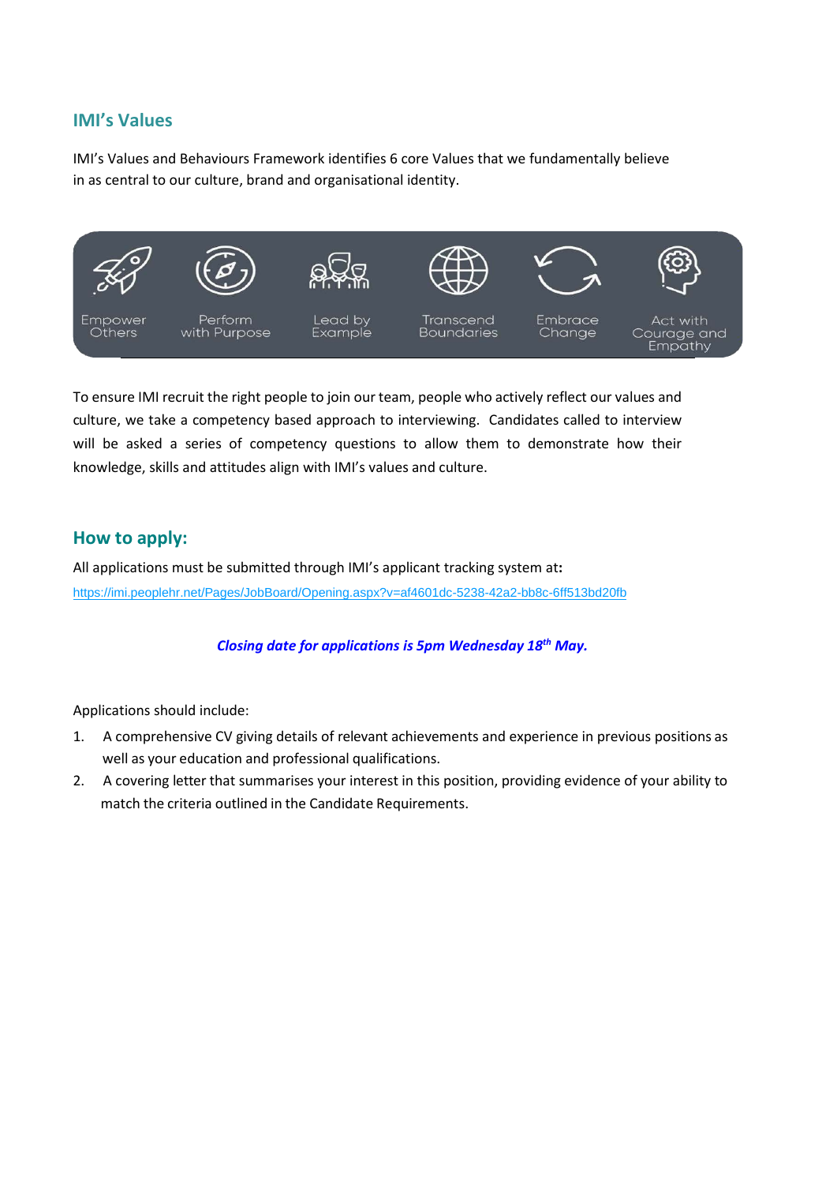## IMI's Values

IMI's Values and Behaviours Framework identifies 6 core Values that we fundamentally believe in as central to our culture, brand and organisational identity.

Empower Others

Perform with Purpose

Lead by Example

Transcend Boundaries

Embrace Change

Act with Courage and Empathy

To ensure IMI recruit the right people to join our team, people who actively reflect our values and culture, we take a competency based approach to interviewing. Candidates called to interview will be asked a series of competency questions to allow them to demonstrate how their knowledge, skills and attitudes align with IMI's values and culture.

## How to apply:

All applications must be submitted through IMI's applicant tracking system at**:**
https://imi.peoplehr.net/Pages/JobBoard/Opening.aspx?v=af4601dc-5238-42a2-bb8c-6ff513bd20fb

***Closing date for applications is 5pm Wednesday 18th May.***

Applications should include:

1. A comprehensive CV giving details of relevant achievements and experience in previous positions as well as your education and professional qualifications.
2. A covering letter that summarises your interest in this position, providing evidence of your ability to match the criteria outlined in the Candidate Requirements.